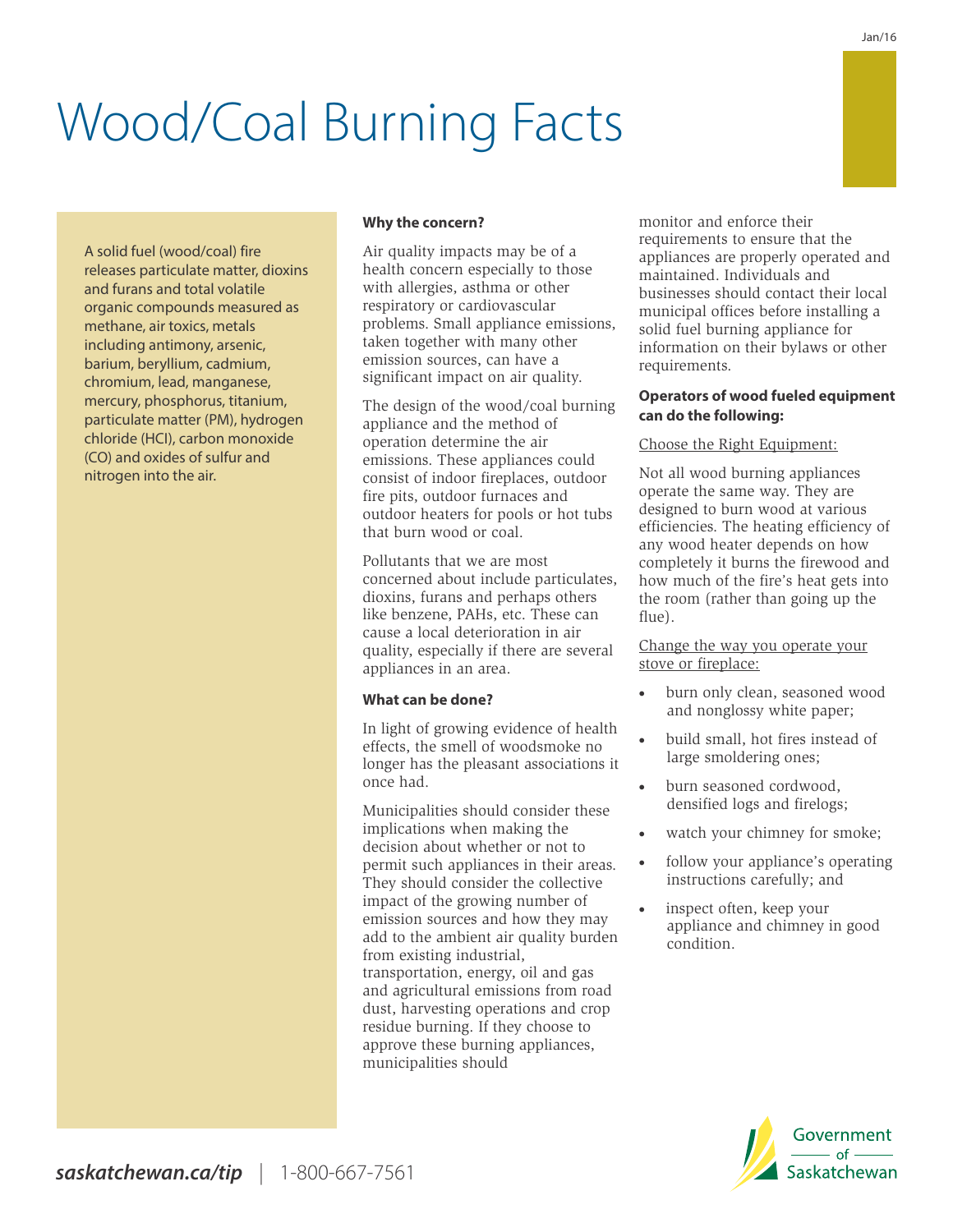# Wood/Coal Burning Facts

A solid fuel (wood/coal) fire releases particulate matter, dioxins and furans and total volatile organic compounds measured as methane, air toxics, metals including antimony, arsenic, barium, beryllium, cadmium, chromium, lead, manganese, mercury, phosphorus, titanium, particulate matter (PM), hydrogen chloride (HCl), carbon monoxide (CO) and oxides of sulfur and nitrogen into the air.

**Why the concern?**

Air quality impacts may be of a health concern especially to those with allergies, asthma or other respiratory or cardiovascular problems. Small appliance emissions, taken together with many other emission sources, can have a significant impact on air quality.

The design of the wood/coal burning appliance and the method of operation determine the air emissions. These appliances could consist of indoor fireplaces, outdoor fire pits, outdoor furnaces and outdoor heaters for pools or hot tubs that burn wood or coal.

Pollutants that we are most concerned about include particulates, dioxins, furans and perhaps others like benzene, PAHs, etc. These can cause a local deterioration in air quality, especially if there are several appliances in an area.

**What can be done?**

In light of growing evidence of health effects, the smell of woodsmoke no longer has the pleasant associations it once had.

Municipalities should consider these implications when making the decision about whether or not to permit such appliances in their areas. They should consider the collective impact of the growing number of emission sources and how they may add to the ambient air quality burden from existing industrial, transportation, energy, oil and gas and agricultural emissions from road dust, harvesting operations and crop residue burning. If they choose to approve these burning appliances, municipalities should monitor and enforce their requirements to ensure that the appliances are properly operated and maintained. Individuals and businesses should contact their local municipal offices before installing a solid fuel burning appliance for information on their bylaws or other requirements.

**Operators of wood fueled equipment can do the following:**

Choose the Right Equipment:

Not all wood burning appliances operate the same way. They are designed to burn wood at various efficiencies. The heating efficiency of any wood heater depends on how completely it burns the firewood and how much of the fire's heat gets into the room (rather than going up the flue).

Change the way you operate your stove or fireplace:

- burn only clean, seasoned wood and nonglossy white paper;
- build small, hot fires instead of large smoldering ones;
- burn seasoned cordwood, densified logs and firelogs;
- watch your chimney for smoke;
- follow your appliance's operating instructions carefully; and
- inspect often, keep your appliance and chimney in good condition.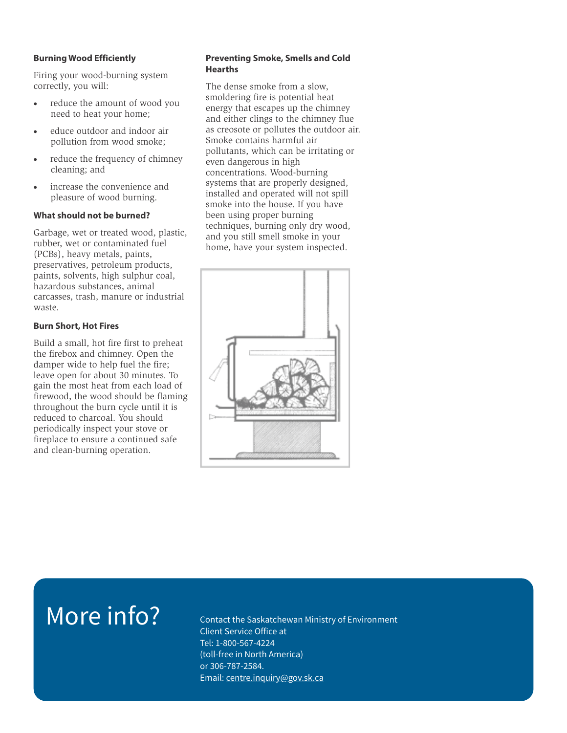### Burning Wood Efficiently

Firing your wood-burning system correctly, you will:

- reduce the amount of wood you need to heat your home;
- educe outdoor and indoor air pollution from wood smoke;
- reduce the frequency of chimney cleaning; and
- increase the convenience and pleasure of wood burning.

### What should not be burned?

Garbage, wet or treated wood, plastic, rubber, wet or contaminated fuel (PCBs), heavy metals, paints, preservatives, petroleum products, paints, solvents, high sulphur coal, hazardous substances, animal carcasses, trash, manure or industrial waste.

### Burn Short, Hot Fires

Build a small, hot fire first to preheat the firebox and chimney. Open the damper wide to help fuel the fire; leave open for about 30 minutes. To gain the most heat from each load of firewood, the wood should be flaming throughout the burn cycle until it is reduced to charcoal. You should periodically inspect your stove or fireplace to ensure a continued safe and clean-burning operation.

### Preventing Smoke, Smells and Cold Hearths

The dense smoke from a slow, smoldering fire is potential heat energy that escapes up the chimney and either clings to the chimney flue as creosote or pollutes the outdoor air. Smoke contains harmful air pollutants, which can be irritating or even dangerous in high concentrations. Wood-burning systems that are properly designed, installed and operated will not spill smoke into the house. If you have been using proper burning techniques, burning only dry wood, and you still smell smoke in your home, have your system inspected.

## More info?

Contact the Saskatchewan Ministry of Environment Client Service Office at
Tel: 1-800-567-4224
(toll-free in North America)
or 306-787-2584.
Email: centre.inquiry@gov.sk.ca